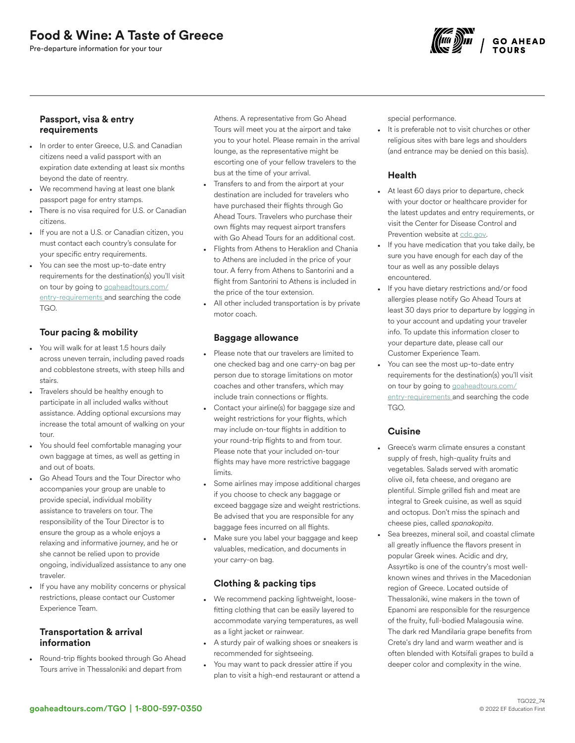# Food & Wine: A Taste of Greece

Pre-departure information for your tour

### Passport, visa & entry requirements

- In order to enter Greece, U.S. and Canadian citizens need a valid passport with an expiration date extending at least six months beyond the date of reentry.
- We recommend having at least one blank passport page for entry stamps.
- There is no visa required for U.S. or Canadian citizens.
- If you are not a U.S. or Canadian citizen, you must contact each country's consulate for your specific entry requirements.
- You can see the most up-to-date entry requirements for the destination(s) you'll visit on tour by going to goaheadtours.com/entry-requirements and searching the code TGO.

### Tour pacing & mobility

- You will walk for at least 1.5 hours daily across uneven terrain, including paved roads and cobblestone streets, with steep hills and stairs.
- Travelers should be healthy enough to participate in all included walks without assistance. Adding optional excursions may increase the total amount of walking on your tour.
- You should feel comfortable managing your own baggage at times, as well as getting in and out of boats.
- Go Ahead Tours and the Tour Director who accompanies your group are unable to provide special, individual mobility assistance to travelers on tour. The responsibility of the Tour Director is to ensure the group as a whole enjoys a relaxing and informative journey, and he or she cannot be relied upon to provide ongoing, individualized assistance to any one traveler.
- If you have any mobility concerns or physical restrictions, please contact our Customer Experience Team.

### Transportation & arrival information

- Round-trip flights booked through Go Ahead Tours arrive in Thessaloniki and depart from Athens. A representative from Go Ahead Tours will meet you at the airport and take you to your hotel. Please remain in the arrival lounge, as the representative might be escorting one of your fellow travelers to the bus at the time of your arrival.
- Transfers to and from the airport at your destination are included for travelers who have purchased their flights through Go Ahead Tours. Travelers who purchase their own flights may request airport transfers with Go Ahead Tours for an additional cost.
- Flights from Athens to Heraklion and Chania to Athens are included in the price of your tour. A ferry from Athens to Santorini and a flight from Santorini to Athens is included in the price of the tour extension.
- All other included transportation is by private motor coach.

### Baggage allowance

- Please note that our travelers are limited to one checked bag and one carry-on bag per person due to storage limitations on motor coaches and other transfers, which may include train connections or flights.
- Contact your airline(s) for baggage size and weight restrictions for your flights, which may include on-tour flights in addition to your round-trip flights to and from tour. Please note that your included on-tour flights may have more restrictive baggage limits.
- Some airlines may impose additional charges if you choose to check any baggage or exceed baggage size and weight restrictions. Be advised that you are responsible for any baggage fees incurred on all flights.
- Make sure you label your baggage and keep valuables, medication, and documents in your carry-on bag.

### Clothing & packing tips

- We recommend packing lightweight, loose-fitting clothing that can be easily layered to accommodate varying temperatures, as well as a light jacket or rainwear.
- A sturdy pair of walking shoes or sneakers is recommended for sightseeing.
- You may want to pack dressier attire if you plan to visit a high-end restaurant or attend a special performance.
- It is preferable not to visit churches or other religious sites with bare legs and shoulders (and entrance may be denied on this basis).

### Health

- At least 60 days prior to departure, check with your doctor or healthcare provider for the latest updates and entry requirements, or visit the Center for Disease Control and Prevention website at cdc.gov.
- If you have medication that you take daily, be sure you have enough for each day of the tour as well as any possible delays encountered.
- If you have dietary restrictions and/or food allergies please notify Go Ahead Tours at least 30 days prior to departure by logging in to your account and updating your traveler info. To update this information closer to your departure date, please call our Customer Experience Team.
- You can see the most up-to-date entry requirements for the destination(s) you'll visit on tour by going to goaheadtours.com/entry-requirements and searching the code TGO.

### Cuisine

- Greece's warm climate ensures a constant supply of fresh, high-quality fruits and vegetables. Salads served with aromatic olive oil, feta cheese, and oregano are plentiful. Simple grilled fish and meat are integral to Greek cuisine, as well as squid and octopus. Don't miss the spinach and cheese pies, called *spanakopita*.
- Sea breezes, mineral soil, and coastal climate all greatly influence the flavors present in popular Greek wines. Acidic and dry, Assyrtiko is one of the country's most well-known wines and thrives in the Macedonian region of Greece. Located outside of Thessaloniki, wine makers in the town of Epanomi are responsible for the resurgence of the fruity, full-bodied Malagousia wine. The dark red Mandilaria grape benefits from Crete's dry land and warm weather and is often blended with Kotsifali grapes to build a deeper color and complexity in the wine.

goaheadtours.com/TGO | 1-800-597-0350

TGO22_74
© 2022 EF Education First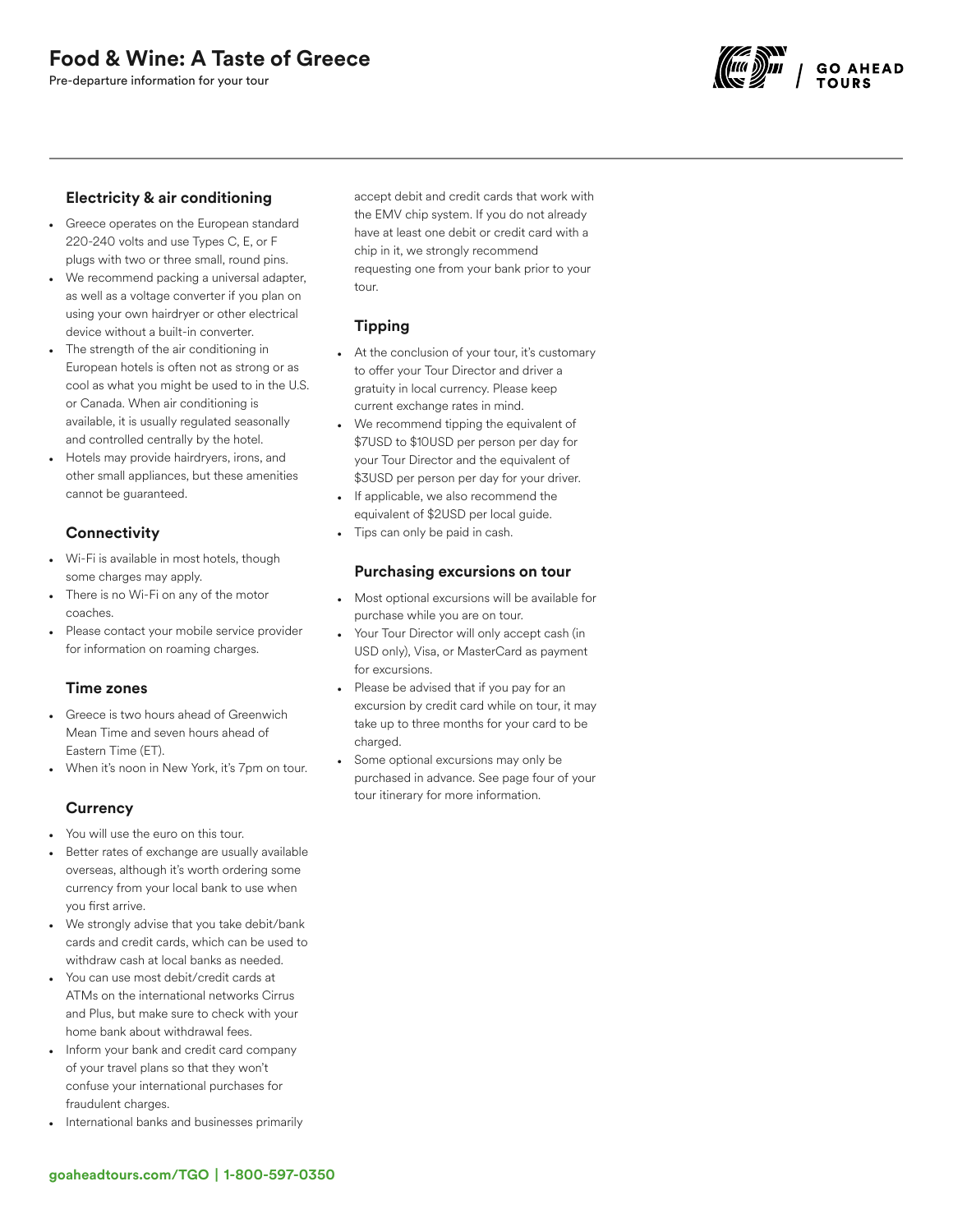# Food & Wine: A Taste of Greece

Pre-departure information for your tour

### Electricity & air conditioning

- Greece operates on the European standard 220-240 volts and use Types C, E, or F plugs with two or three small, round pins.
- We recommend packing a universal adapter, as well as a voltage converter if you plan on using your own hairdryer or other electrical device without a built-in converter.
- The strength of the air conditioning in European hotels is often not as strong or as cool as what you might be used to in the U.S. or Canada. When air conditioning is available, it is usually regulated seasonally and controlled centrally by the hotel.
- Hotels may provide hairdryers, irons, and other small appliances, but these amenities cannot be guaranteed.

### Connectivity

- Wi-Fi is available in most hotels, though some charges may apply.
- There is no Wi-Fi on any of the motor coaches.
- Please contact your mobile service provider for information on roaming charges.

### Time zones

- Greece is two hours ahead of Greenwich Mean Time and seven hours ahead of Eastern Time (ET).
- When it's noon in New York, it's 7pm on tour.

### Currency

- You will use the euro on this tour.
- Better rates of exchange are usually available overseas, although it's worth ordering some currency from your local bank to use when you first arrive.
- We strongly advise that you take debit/bank cards and credit cards, which can be used to withdraw cash at local banks as needed.
- You can use most debit/credit cards at ATMs on the international networks Cirrus and Plus, but make sure to check with your home bank about withdrawal fees.
- Inform your bank and credit card company of your travel plans so that they won't confuse your international purchases for fraudulent charges.
- International banks and businesses primarily accept debit and credit cards that work with the EMV chip system. If you do not already have at least one debit or credit card with a chip in it, we strongly recommend requesting one from your bank prior to your tour.

### Tipping

- At the conclusion of your tour, it's customary to offer your Tour Director and driver a gratuity in local currency. Please keep current exchange rates in mind.
- We recommend tipping the equivalent of $7USD to $10USD per person per day for your Tour Director and the equivalent of $3USD per person per day for your driver.
- If applicable, we also recommend the equivalent of $2USD per local guide.
- Tips can only be paid in cash.

### Purchasing excursions on tour

- Most optional excursions will be available for purchase while you are on tour.
- Your Tour Director will only accept cash (in USD only), Visa, or MasterCard as payment for excursions.
- Please be advised that if you pay for an excursion by credit card while on tour, it may take up to three months for your card to be charged.
- Some optional excursions may only be purchased in advance. See page four of your tour itinerary for more information.

**goaheadtours.com/TGO | 1-800-597-0350**